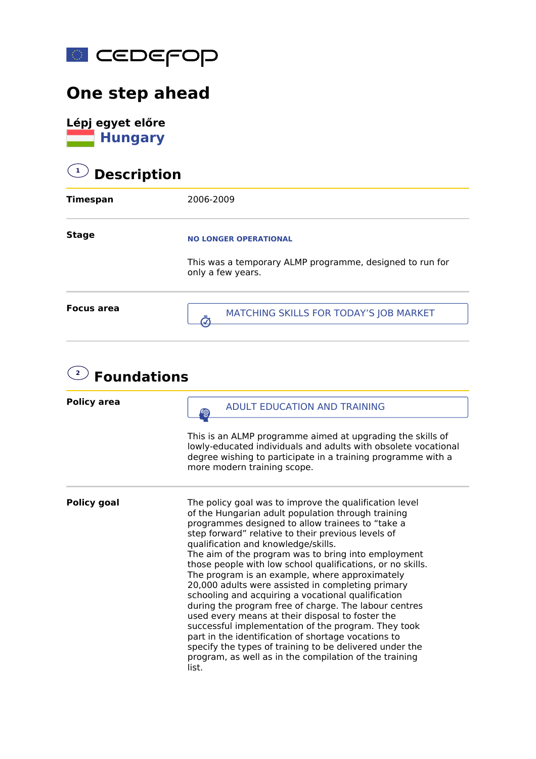cedefop

# One step ahead

**Lépj egyet előre**

## Hungary

## 1 Description

| | |
|---|---|
| **Timespan** | 2006-2009 |
| **Stage** | NO LONGER OPERATIONAL<br><br>This was a temporary ALMP programme, designed to run for only a few years. |
| **Focus area** | MATCHING SKILLS FOR TODAY'S JOB MARKET |

## 2 Foundations

| | |
|---|---|
| **Policy area** | ADULT EDUCATION AND TRAINING<br><br>This is an ALMP programme aimed at upgrading the skills of lowly-educated individuals and adults with obsolete vocational degree wishing to participate in a training programme with a more modern training scope. |
| **Policy goal** | The policy goal was to improve the qualification level of the Hungarian adult population through training programmes designed to allow trainees to "take a step forward" relative to their previous levels of qualification and knowledge/skills.<br>The aim of the program was to bring into employment those people with low school qualifications, or no skills.<br>The program is an example, where approximately 20,000 adults were assisted in completing primary schooling and acquiring a vocational qualification during the program free of charge. The labour centres used every means at their disposal to foster the successful implementation of the program. They took part in the identification of shortage vocations to specify the types of training to be delivered under the program, as well as in the compilation of the training list. |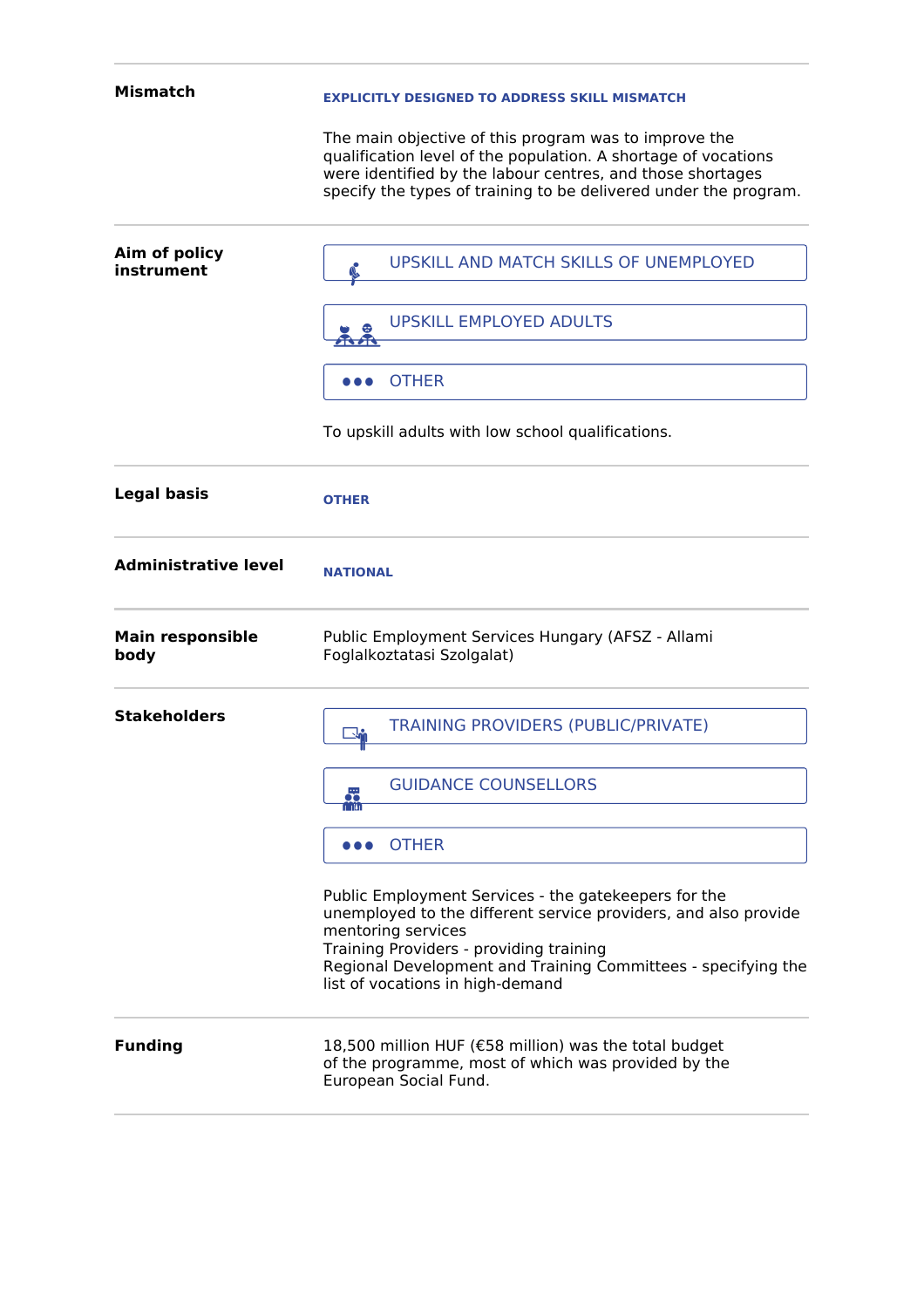| | |
|---|---|
| **Mismatch** | **EXPLICITLY DESIGNED TO ADDRESS SKILL MISMATCH**<br><br>The main objective of this program was to improve the qualification level of the population. A shortage of vocations were identified by the labour centres, and those shortages specify the types of training to be delivered under the program. |
| **Aim of policy instrument** | UPSKILL AND MATCH SKILLS OF UNEMPLOYED<br><br>UPSKILL EMPLOYED ADULTS<br><br>OTHER<br><br>To upskill adults with low school qualifications. |
| **Legal basis** | **OTHER** |
| **Administrative level** | **NATIONAL** |
| **Main responsible body** | Public Employment Services Hungary (AFSZ - Allami Foglalkoztatasi Szolgalat) |
| **Stakeholders** | TRAINING PROVIDERS (PUBLIC/PRIVATE)<br><br>GUIDANCE COUNSELLORS<br><br>OTHER<br><br>Public Employment Services - the gatekeepers for the unemployed to the different service providers, and also provide mentoring services<br>Training Providers - providing training<br>Regional Development and Training Committees - specifying the list of vocations in high-demand |
| **Funding** | 18,500 million HUF (€58 million) was the total budget of the programme, most of which was provided by the European Social Fund. |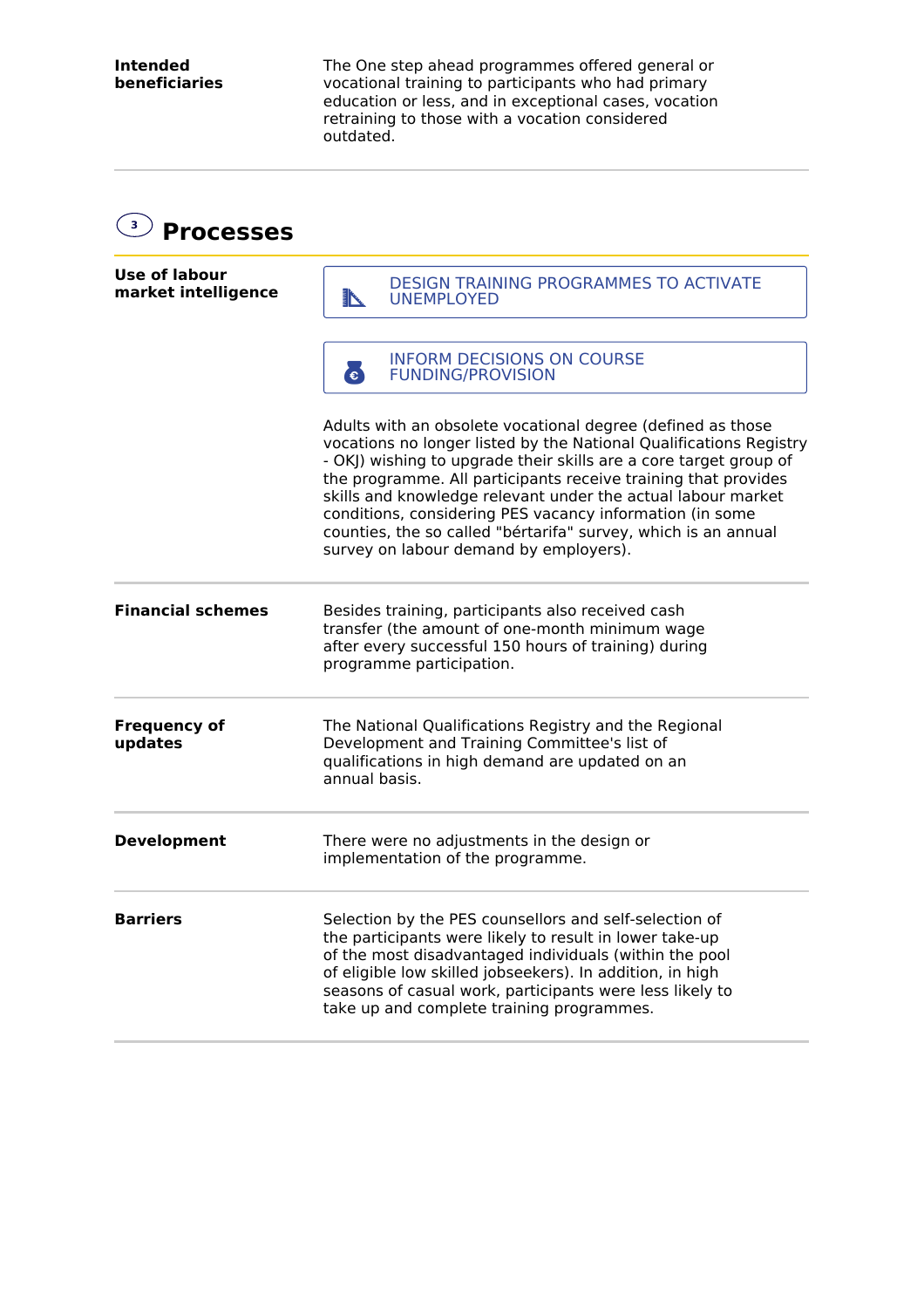**Intended beneficiaries**

The One step ahead programmes offered general or vocational training to participants who had primary education or less, and in exceptional cases, vocation retraining to those with a vocation considered outdated.

## 3 Processes

**Use of labour market intelligence**

DESIGN TRAINING PROGRAMMES TO ACTIVATE UNEMPLOYED

INFORM DECISIONS ON COURSE FUNDING/PROVISION

Adults with an obsolete vocational degree (defined as those vocations no longer listed by the National Qualifications Registry - OKJ) wishing to upgrade their skills are a core target group of the programme. All participants receive training that provides skills and knowledge relevant under the actual labour market conditions, considering PES vacancy information (in some counties, the so called "bértarifa" survey, which is an annual survey on labour demand by employers).

**Financial schemes**

Besides training, participants also received cash transfer (the amount of one-month minimum wage after every successful 150 hours of training) during programme participation.

**Frequency of updates**

The National Qualifications Registry and the Regional Development and Training Committee's list of qualifications in high demand are updated on an annual basis.

**Development**

There were no adjustments in the design or implementation of the programme.

**Barriers**

Selection by the PES counsellors and self-selection of the participants were likely to result in lower take-up of the most disadvantaged individuals (within the pool of eligible low skilled jobseekers). In addition, in high seasons of casual work, participants were less likely to take up and complete training programmes.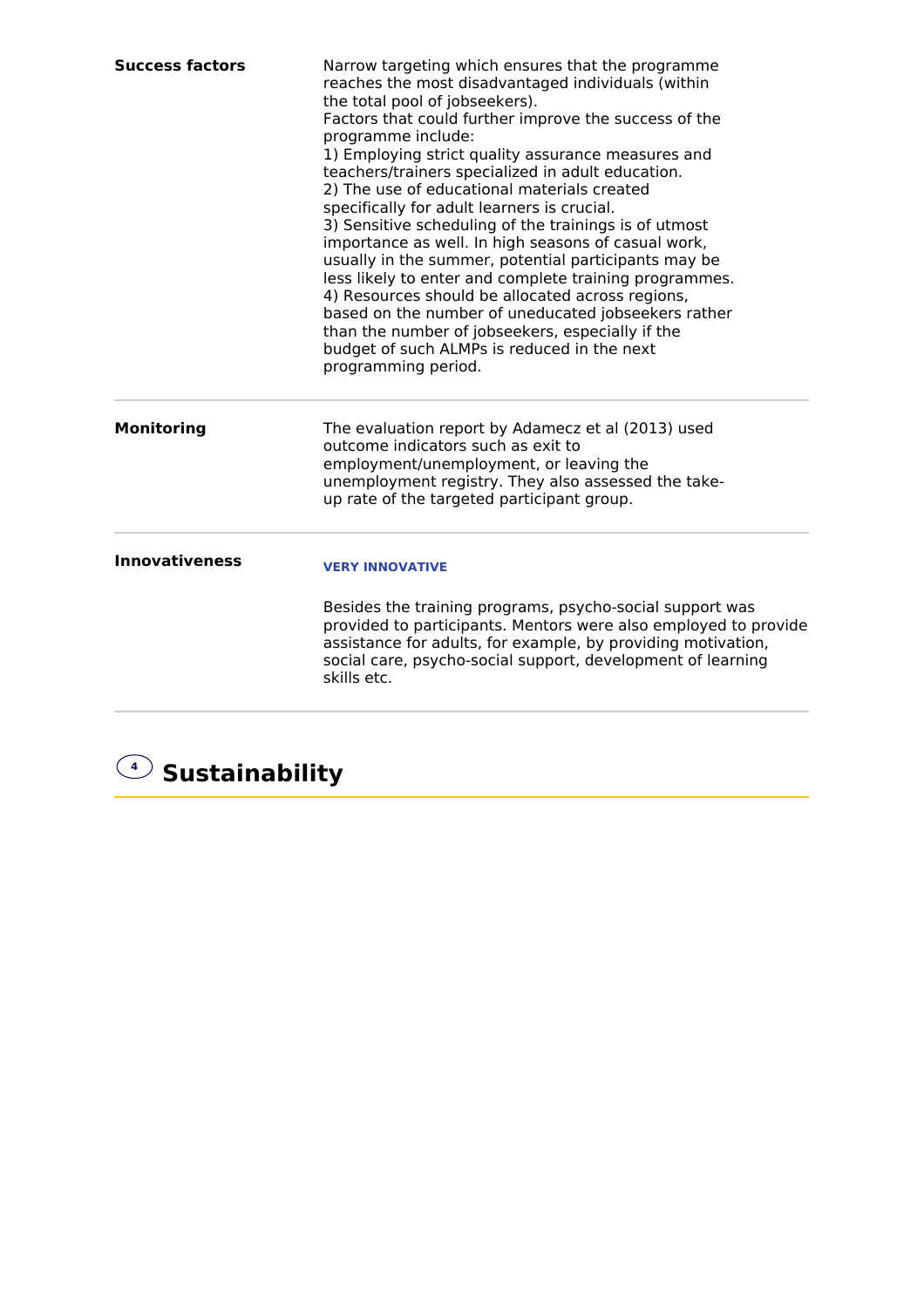| | |
|---|---|
| **Success factors** | Narrow targeting which ensures that the programme reaches the most disadvantaged individuals (within the total pool of jobseekers).<br>Factors that could further improve the success of the programme include:<br>1) Employing strict quality assurance measures and teachers/trainers specialized in adult education.<br>2) The use of educational materials created specifically for adult learners is crucial.<br>3) Sensitive scheduling of the trainings is of utmost importance as well. In high seasons of casual work, usually in the summer, potential participants may be less likely to enter and complete training programmes.<br>4) Resources should be allocated across regions, based on the number of uneducated jobseekers rather than the number of jobseekers, especially if the budget of such ALMPs is reduced in the next programming period. |
| **Monitoring** | The evaluation report by Adamecz et al (2013) used outcome indicators such as exit to employment/unemployment, or leaving the unemployment registry. They also assessed the take-up rate of the targeted participant group. |
| **Innovativeness** | **VERY INNOVATIVE**<br><br>Besides the training programs, psycho-social support was provided to participants. Mentors were also employed to provide assistance for adults, for example, by providing motivation, social care, psycho-social support, development of learning skills etc. |

## 4 Sustainability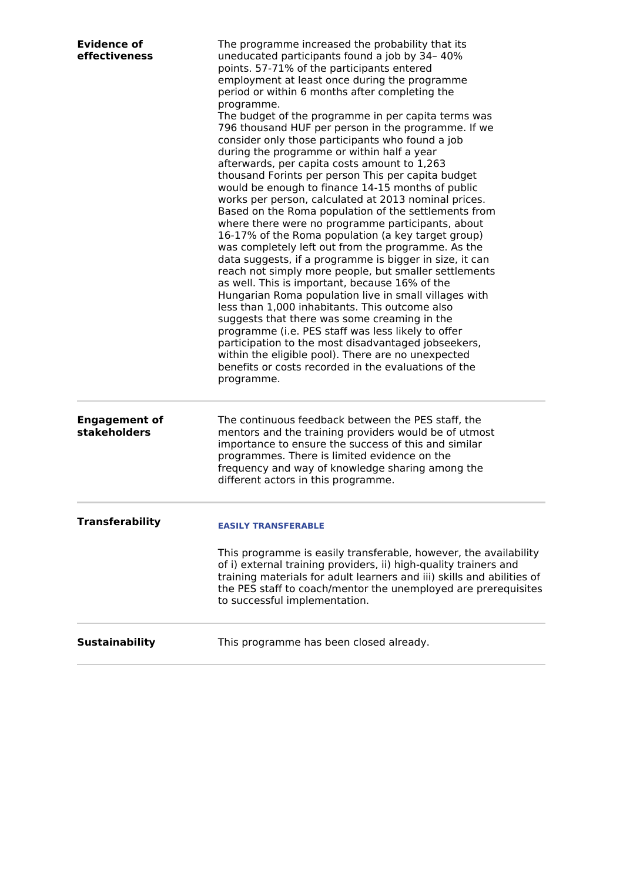| | |
|---|---|
| **Evidence of effectiveness** | The programme increased the probability that its uneducated participants found a job by 34– 40% points. 57-71% of the participants entered employment at least once during the programme period or within 6 months after completing the programme.<br>The budget of the programme in per capita terms was 796 thousand HUF per person in the programme. If we consider only those participants who found a job during the programme or within half a year afterwards, per capita costs amount to 1,263 thousand Forints per person This per capita budget would be enough to finance 14-15 months of public works per person, calculated at 2013 nominal prices. Based on the Roma population of the settlements from where there were no programme participants, about 16-17% of the Roma population (a key target group) was completely left out from the programme. As the data suggests, if a programme is bigger in size, it can reach not simply more people, but smaller settlements as well. This is important, because 16% of the Hungarian Roma population live in small villages with less than 1,000 inhabitants. This outcome also suggests that there was some creaming in the programme (i.e. PES staff was less likely to offer participation to the most disadvantaged jobseekers, within the eligible pool). There are no unexpected benefits or costs recorded in the evaluations of the programme. |
| **Engagement of stakeholders** | The continuous feedback between the PES staff, the mentors and the training providers would be of utmost importance to ensure the success of this and similar programmes. There is limited evidence on the frequency and way of knowledge sharing among the different actors in this programme. |
| **Transferability** | **EASILY TRANSFERABLE**<br><br>This programme is easily transferable, however, the availability of i) external training providers, ii) high-quality trainers and training materials for adult learners and iii) skills and abilities of the PES staff to coach/mentor the unemployed are prerequisites to successful implementation. |
| **Sustainability** | This programme has been closed already. |